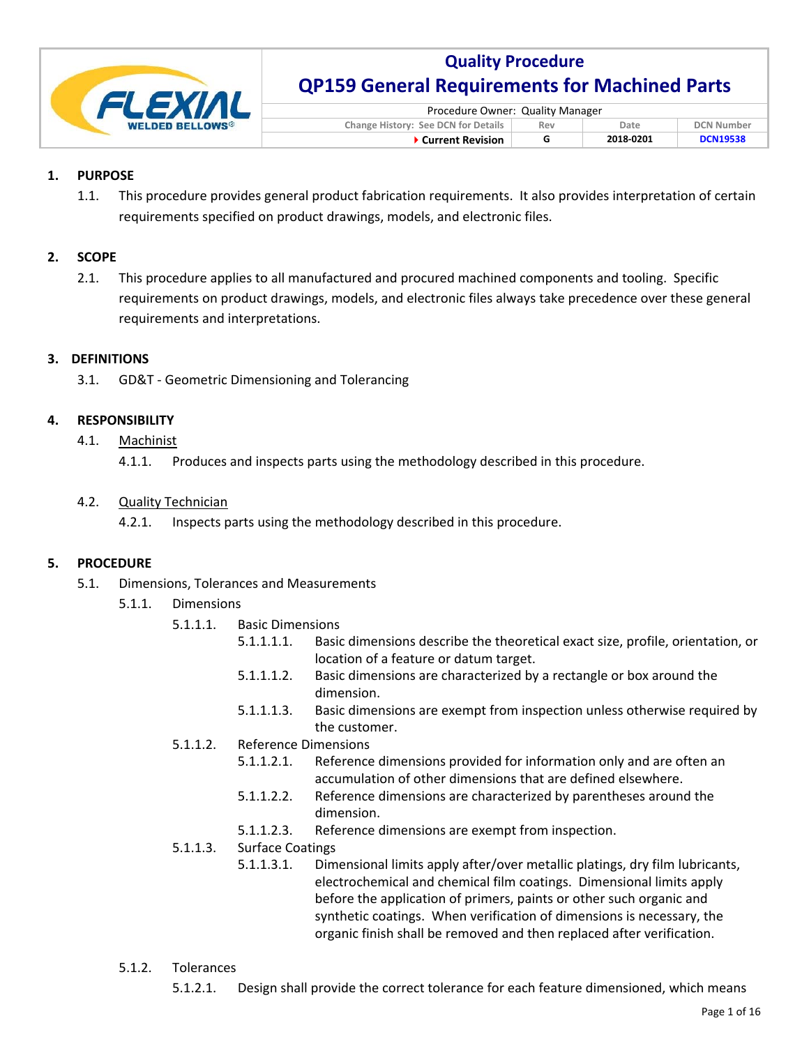# Quality Procedure

## QP159 General Requirements for Machined Parts

| Procedure Owner: Quality Manager | | | |
|---|---|---|---|
| Change History: See DCN for Details | Rev | Date | DCN Number |
| ▸ Current Revision | G | 2018-0201 | DCN19538 |

**1. PURPOSE**

1.1. This procedure provides general product fabrication requirements. It also provides interpretation of certain requirements specified on product drawings, models, and electronic files.

**2. SCOPE**

2.1. This procedure applies to all manufactured and procured machined components and tooling. Specific requirements on product drawings, models, and electronic files always take precedence over these general requirements and interpretations.

**3. DEFINITIONS**

3.1. GD&T - Geometric Dimensioning and Tolerancing

**4. RESPONSIBILITY**

4.1. Machinist

4.1.1. Produces and inspects parts using the methodology described in this procedure.

4.2. Quality Technician

4.2.1. Inspects parts using the methodology described in this procedure.

**5. PROCEDURE**

5.1. Dimensions, Tolerances and Measurements

5.1.1. Dimensions

5.1.1.1. Basic Dimensions

5.1.1.1.1. Basic dimensions describe the theoretical exact size, profile, orientation, or location of a feature or datum target.

5.1.1.1.2. Basic dimensions are characterized by a rectangle or box around the dimension.

5.1.1.1.3. Basic dimensions are exempt from inspection unless otherwise required by the customer.

5.1.1.2. Reference Dimensions

5.1.1.2.1. Reference dimensions provided for information only and are often an accumulation of other dimensions that are defined elsewhere.

5.1.1.2.2. Reference dimensions are characterized by parentheses around the dimension.

5.1.1.2.3. Reference dimensions are exempt from inspection.

5.1.1.3. Surface Coatings

5.1.1.3.1. Dimensional limits apply after/over metallic platings, dry film lubricants, electrochemical and chemical film coatings. Dimensional limits apply before the application of primers, paints or other such organic and synthetic coatings. When verification of dimensions is necessary, the organic finish shall be removed and then replaced after verification.

5.1.2. Tolerances

5.1.2.1. Design shall provide the correct tolerance for each feature dimensioned, which means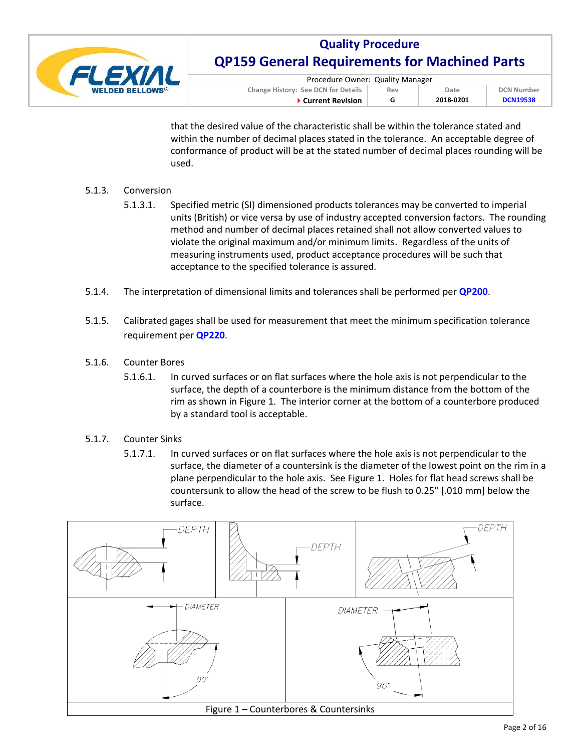that the desired value of the characteristic shall be within the tolerance stated and within the number of decimal places stated in the tolerance. An acceptable degree of conformance of product will be at the stated number of decimal places rounding will be used.

5.1.3. Conversion

5.1.3.1. Specified metric (SI) dimensioned products tolerances may be converted to imperial units (British) or vice versa by use of industry accepted conversion factors. The rounding method and number of decimal places retained shall not allow converted values to violate the original maximum and/or minimum limits. Regardless of the units of measuring instruments used, product acceptance procedures will be such that acceptance to the specified tolerance is assured.

5.1.4. The interpretation of dimensional limits and tolerances shall be performed per **QP200**.

5.1.5. Calibrated gages shall be used for measurement that meet the minimum specification tolerance requirement per **QP220**.

5.1.6. Counter Bores

5.1.6.1. In curved surfaces or on flat surfaces where the hole axis is not perpendicular to the surface, the depth of a counterbore is the minimum distance from the bottom of the rim as shown in Figure 1. The interior corner at the bottom of a counterbore produced by a standard tool is acceptable.

5.1.7. Counter Sinks

5.1.7.1. In curved surfaces or on flat surfaces where the hole axis is not perpendicular to the surface, the diameter of a countersink is the diameter of the lowest point on the rim in a plane perpendicular to the hole axis. See Figure 1. Holes for flat head screws shall be countersunk to allow the head of the screw to be flush to 0.25" [.010 mm] below the surface.

Figure 1 – Counterbores & Countersinks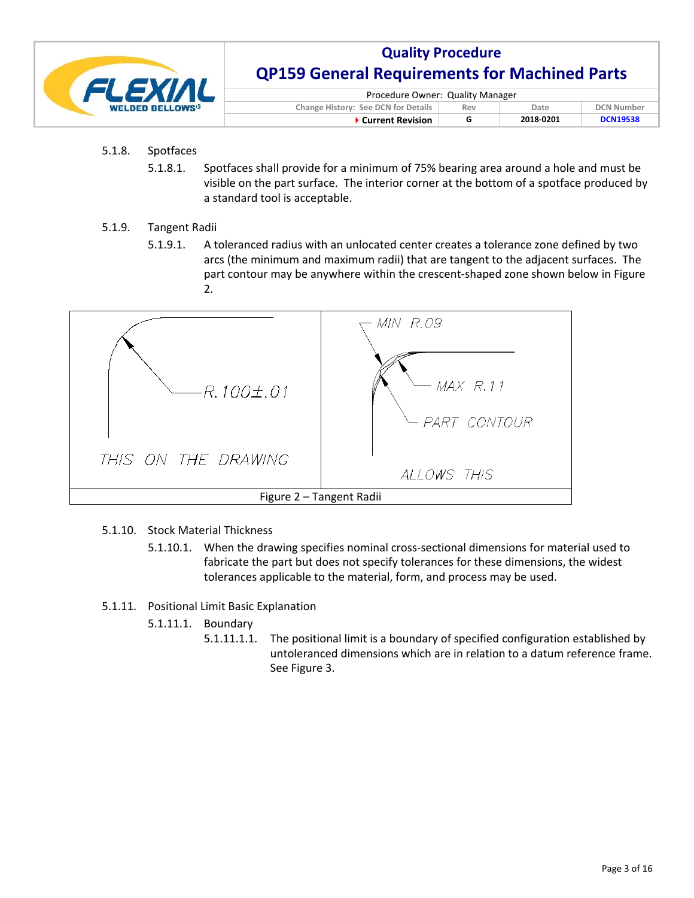5.1.8. Spotfaces

5.1.8.1. Spotfaces shall provide for a minimum of 75% bearing area around a hole and must be visible on the part surface. The interior corner at the bottom of a spotface produced by a standard tool is acceptable.

5.1.9. Tangent Radii

5.1.9.1. A toleranced radius with an unlocated center creates a tolerance zone defined by two arcs (the minimum and maximum radii) that are tangent to the adjacent surfaces. The part contour may be anywhere within the crescent-shaped zone shown below in Figure 2.

Figure 2 – Tangent Radii

5.1.10. Stock Material Thickness

5.1.10.1. When the drawing specifies nominal cross-sectional dimensions for material used to fabricate the part but does not specify tolerances for these dimensions, the widest tolerances applicable to the material, form, and process may be used.

5.1.11. Positional Limit Basic Explanation

5.1.11.1. Boundary

5.1.11.1.1. The positional limit is a boundary of specified configuration established by untoleranced dimensions which are in relation to a datum reference frame. See Figure 3.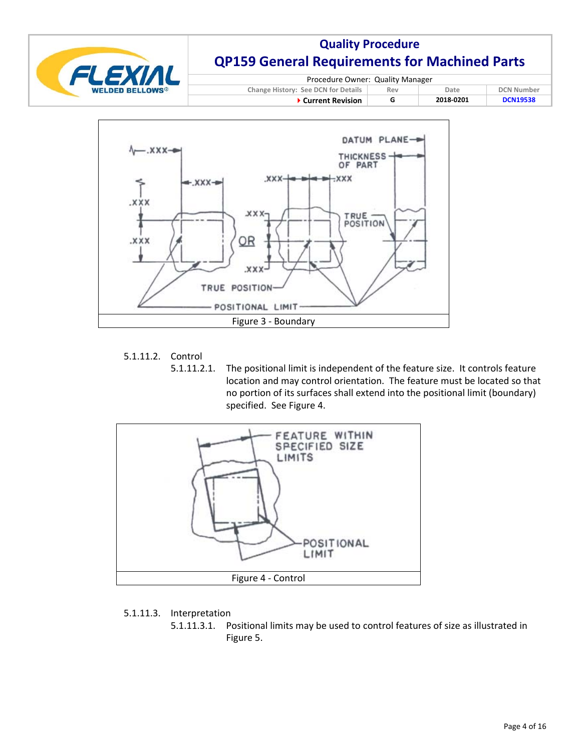Figure 3 - Boundary

5.1.11.2. Control

5.1.11.2.1. The positional limit is independent of the feature size. It controls feature location and may control orientation. The feature must be located so that no portion of its surfaces shall extend into the positional limit (boundary) specified. See Figure 4.

Figure 4 - Control

5.1.11.3. Interpretation

5.1.11.3.1. Positional limits may be used to control features of size as illustrated in Figure 5.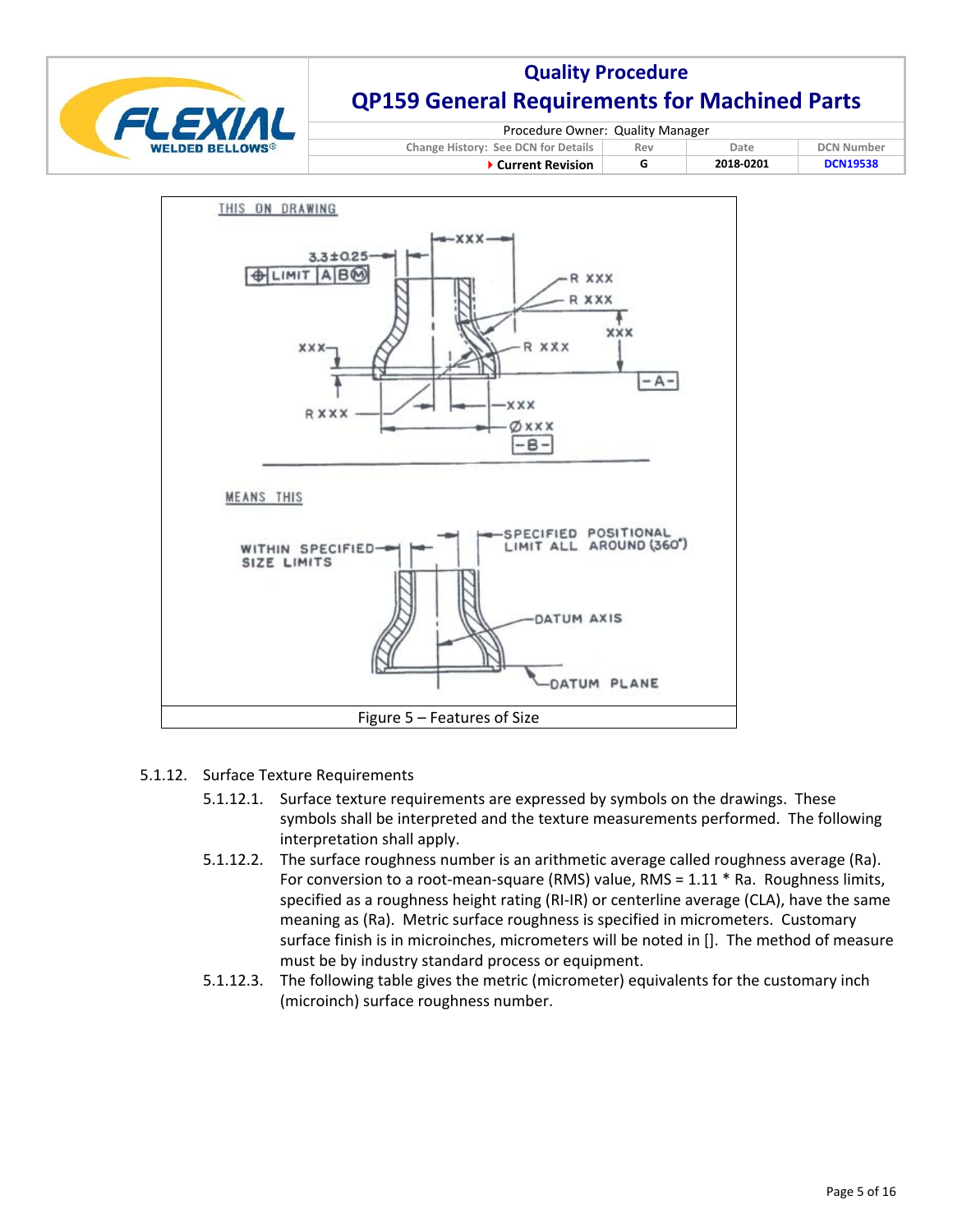Figure 5 – Features of Size

5.1.12. Surface Texture Requirements

5.1.12.1. Surface texture requirements are expressed by symbols on the drawings. These symbols shall be interpreted and the texture measurements performed. The following interpretation shall apply.

5.1.12.2. The surface roughness number is an arithmetic average called roughness average (Ra). For conversion to a root-mean-square (RMS) value, RMS = 1.11 * Ra. Roughness limits, specified as a roughness height rating (RI-IR) or centerline average (CLA), have the same meaning as (Ra). Metric surface roughness is specified in micrometers. Customary surface finish is in microinches, micrometers will be noted in []. The method of measure must be by industry standard process or equipment.

5.1.12.3. The following table gives the metric (micrometer) equivalents for the customary inch (microinch) surface roughness number.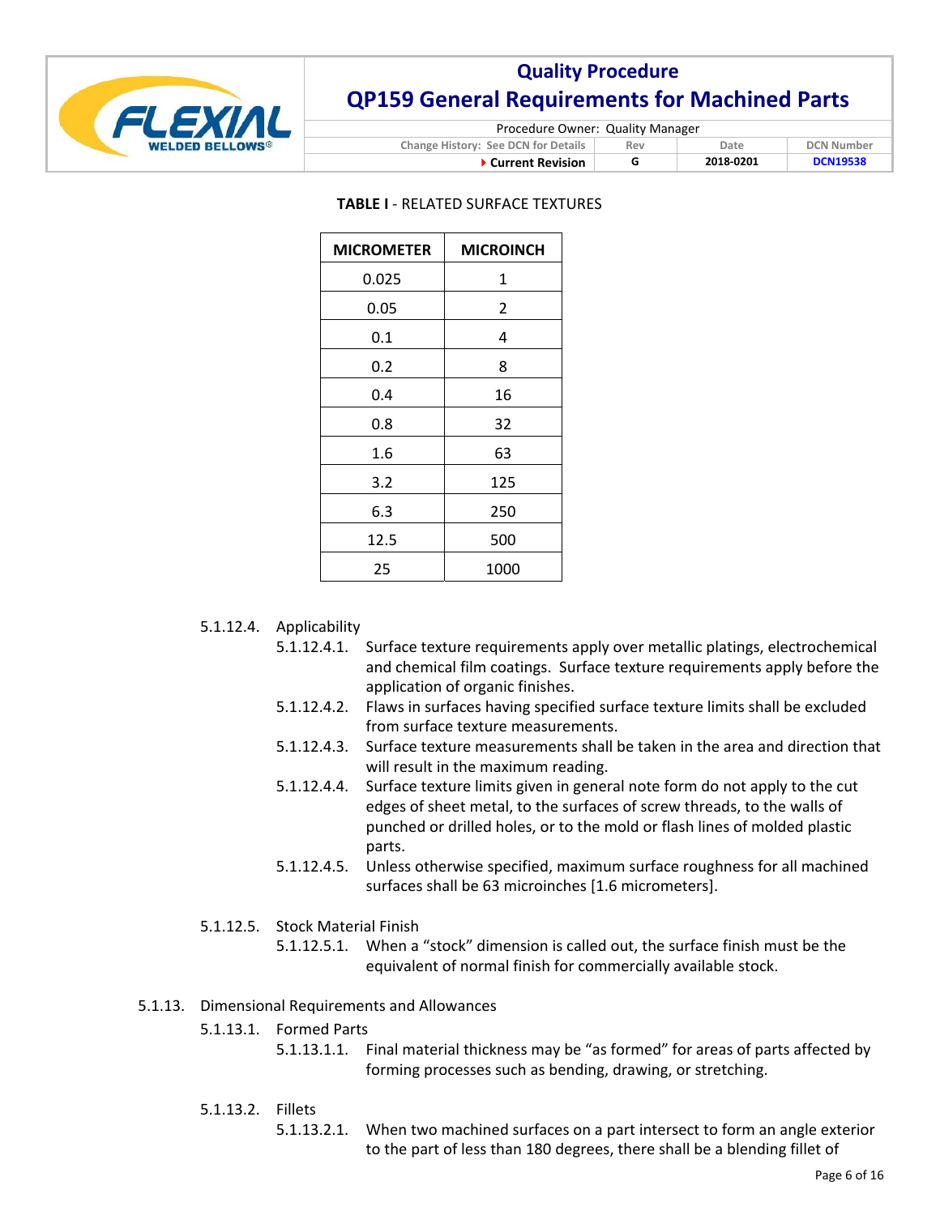**TABLE I** - RELATED SURFACE TEXTURES

| MICROMETER | MICROINCH |
|---|---|
| 0.025 | 1 |
| 0.05 | 2 |
| 0.1 | 4 |
| 0.2 | 8 |
| 0.4 | 16 |
| 0.8 | 32 |
| 1.6 | 63 |
| 3.2 | 125 |
| 6.3 | 250 |
| 12.5 | 500 |
| 25 | 1000 |

5.1.12.4. Applicability

5.1.12.4.1. Surface texture requirements apply over metallic platings, electrochemical and chemical film coatings. Surface texture requirements apply before the application of organic finishes.

5.1.12.4.2. Flaws in surfaces having specified surface texture limits shall be excluded from surface texture measurements.

5.1.12.4.3. Surface texture measurements shall be taken in the area and direction that will result in the maximum reading.

5.1.12.4.4. Surface texture limits given in general note form do not apply to the cut edges of sheet metal, to the surfaces of screw threads, to the walls of punched or drilled holes, or to the mold or flash lines of molded plastic parts.

5.1.12.4.5. Unless otherwise specified, maximum surface roughness for all machined surfaces shall be 63 microinches [1.6 micrometers].

5.1.12.5. Stock Material Finish

5.1.12.5.1. When a "stock" dimension is called out, the surface finish must be the equivalent of normal finish for commercially available stock.

5.1.13. Dimensional Requirements and Allowances

5.1.13.1. Formed Parts

5.1.13.1.1. Final material thickness may be "as formed" for areas of parts affected by forming processes such as bending, drawing, or stretching.

5.1.13.2. Fillets

5.1.13.2.1. When two machined surfaces on a part intersect to form an angle exterior to the part of less than 180 degrees, there shall be a blending fillet of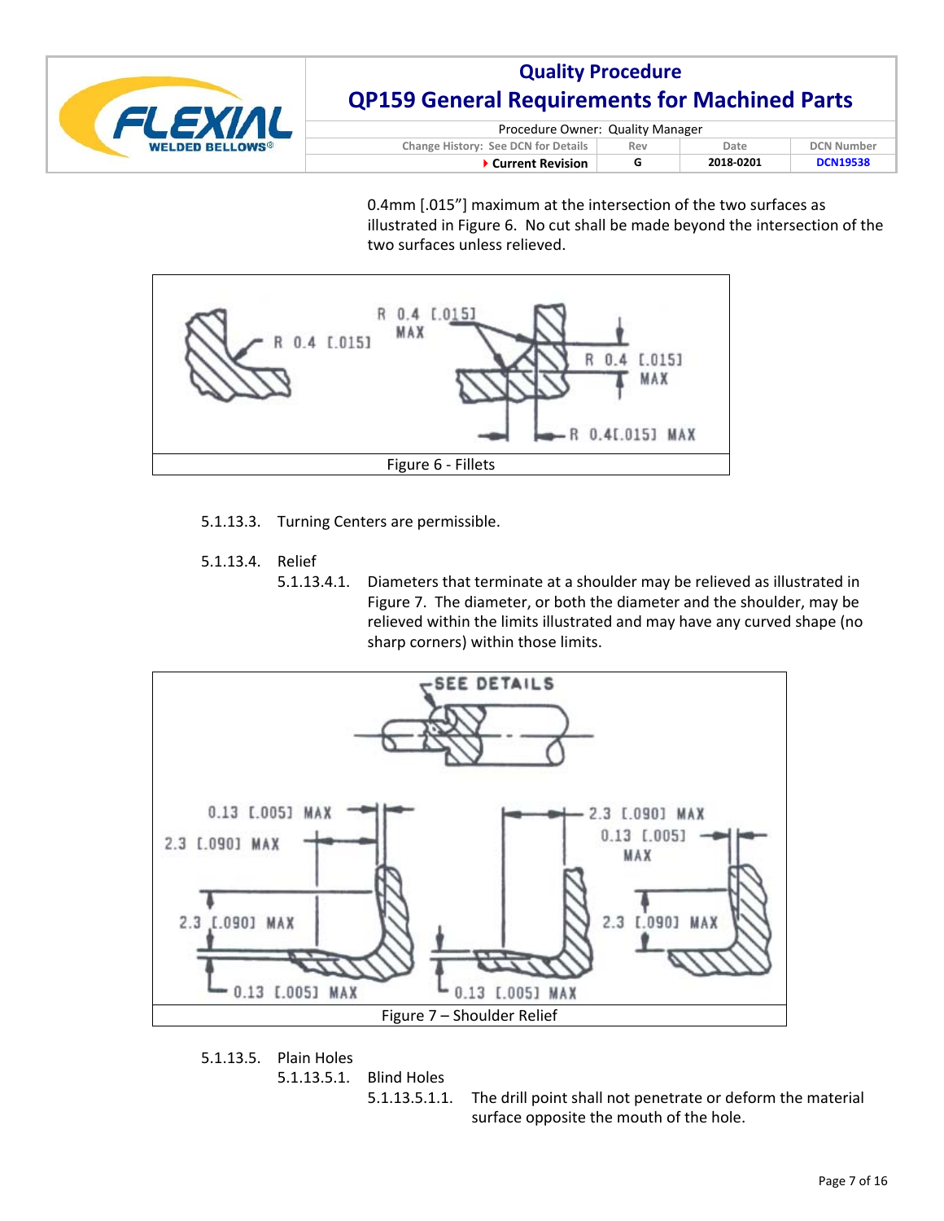0.4mm [.015"] maximum at the intersection of the two surfaces as illustrated in Figure 6. No cut shall be made beyond the intersection of the two surfaces unless relieved.

Figure 6 - Fillets

5.1.13.3. Turning Centers are permissible.

5.1.13.4. Relief

5.1.13.4.1. Diameters that terminate at a shoulder may be relieved as illustrated in Figure 7. The diameter, or both the diameter and the shoulder, may be relieved within the limits illustrated and may have any curved shape (no sharp corners) within those limits.

Figure 7 – Shoulder Relief

5.1.13.5. Plain Holes

5.1.13.5.1. Blind Holes

5.1.13.5.1.1. The drill point shall not penetrate or deform the material surface opposite the mouth of the hole.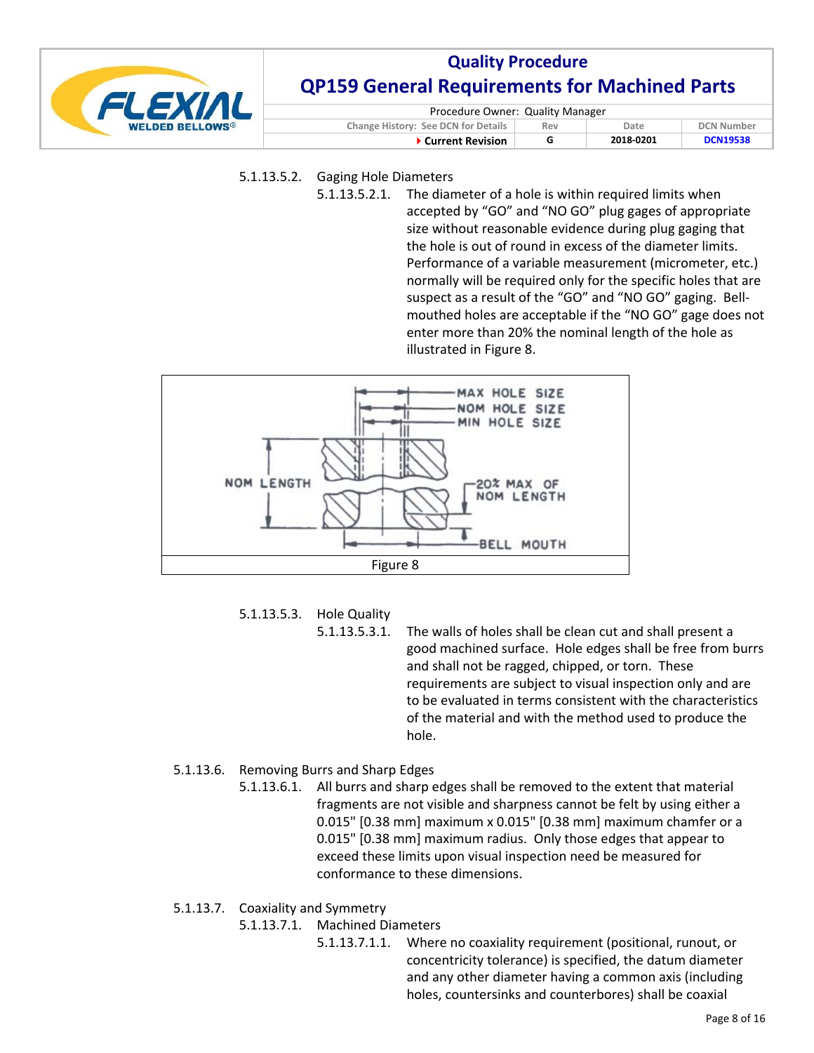5.1.13.5.2. Gaging Hole Diameters

5.1.13.5.2.1. The diameter of a hole is within required limits when accepted by “GO” and “NO GO” plug gages of appropriate size without reasonable evidence during plug gaging that the hole is out of round in excess of the diameter limits. Performance of a variable measurement (micrometer, etc.) normally will be required only for the specific holes that are suspect as a result of the “GO” and “NO GO” gaging. Bell-mouthed holes are acceptable if the “NO GO” gage does not enter more than 20% the nominal length of the hole as illustrated in Figure 8.

Figure 8

5.1.13.5.3. Hole Quality

5.1.13.5.3.1. The walls of holes shall be clean cut and shall present a good machined surface. Hole edges shall be free from burrs and shall not be ragged, chipped, or torn. These requirements are subject to visual inspection only and are to be evaluated in terms consistent with the characteristics of the material and with the method used to produce the hole.

5.1.13.6. Removing Burrs and Sharp Edges

5.1.13.6.1. All burrs and sharp edges shall be removed to the extent that material fragments are not visible and sharpness cannot be felt by using either a 0.015" [0.38 mm] maximum x 0.015" [0.38 mm] maximum chamfer or a 0.015" [0.38 mm] maximum radius. Only those edges that appear to exceed these limits upon visual inspection need be measured for conformance to these dimensions.

5.1.13.7. Coaxiality and Symmetry

5.1.13.7.1. Machined Diameters

5.1.13.7.1.1. Where no coaxiality requirement (positional, runout, or concentricity tolerance) is specified, the datum diameter and any other diameter having a common axis (including holes, countersinks and counterbores) shall be coaxial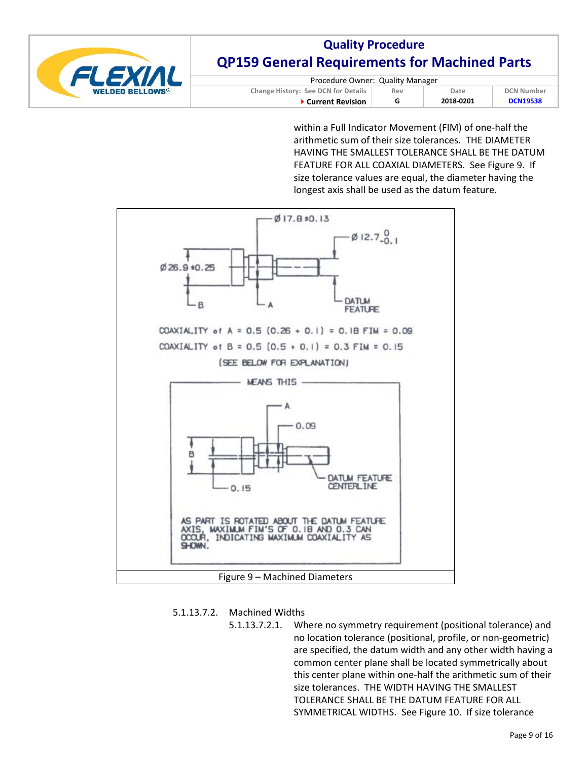within a Full Indicator Movement (FIM) of one-half the arithmetic sum of their size tolerances. THE DIAMETER HAVING THE SMALLEST TOLERANCE SHALL BE THE DATUM FEATURE FOR ALL COAXIAL DIAMETERS. See Figure 9. If size tolerance values are equal, the diameter having the longest axis shall be used as the datum feature.

Figure 9 – Machined Diameters

5.1.13.7.2. Machined Widths

5.1.13.7.2.1. Where no symmetry requirement (positional tolerance) and no location tolerance (positional, profile, or non-geometric) are specified, the datum width and any other width having a common center plane shall be located symmetrically about this center plane within one-half the arithmetic sum of their size tolerances. THE WIDTH HAVING THE SMALLEST TOLERANCE SHALL BE THE DATUM FEATURE FOR ALL SYMMETRICAL WIDTHS. See Figure 10. If size tolerance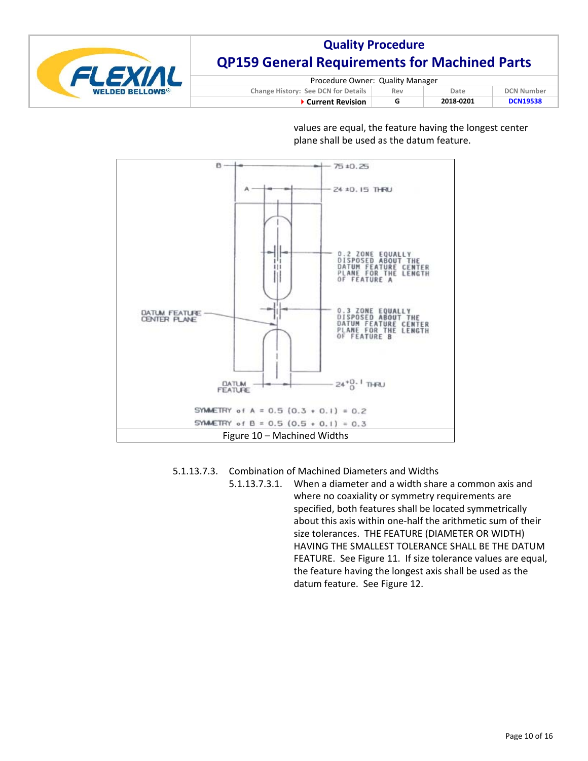values are equal, the feature having the longest center plane shall be used as the datum feature.

Figure 10 – Machined Widths

5.1.13.7.3. Combination of Machined Diameters and Widths

5.1.13.7.3.1. When a diameter and a width share a common axis and where no coaxiality or symmetry requirements are specified, both features shall be located symmetrically about this axis within one-half the arithmetic sum of their size tolerances. THE FEATURE (DIAMETER OR WIDTH) HAVING THE SMALLEST TOLERANCE SHALL BE THE DATUM FEATURE. See Figure 11. If size tolerance values are equal, the feature having the longest axis shall be used as the datum feature. See Figure 12.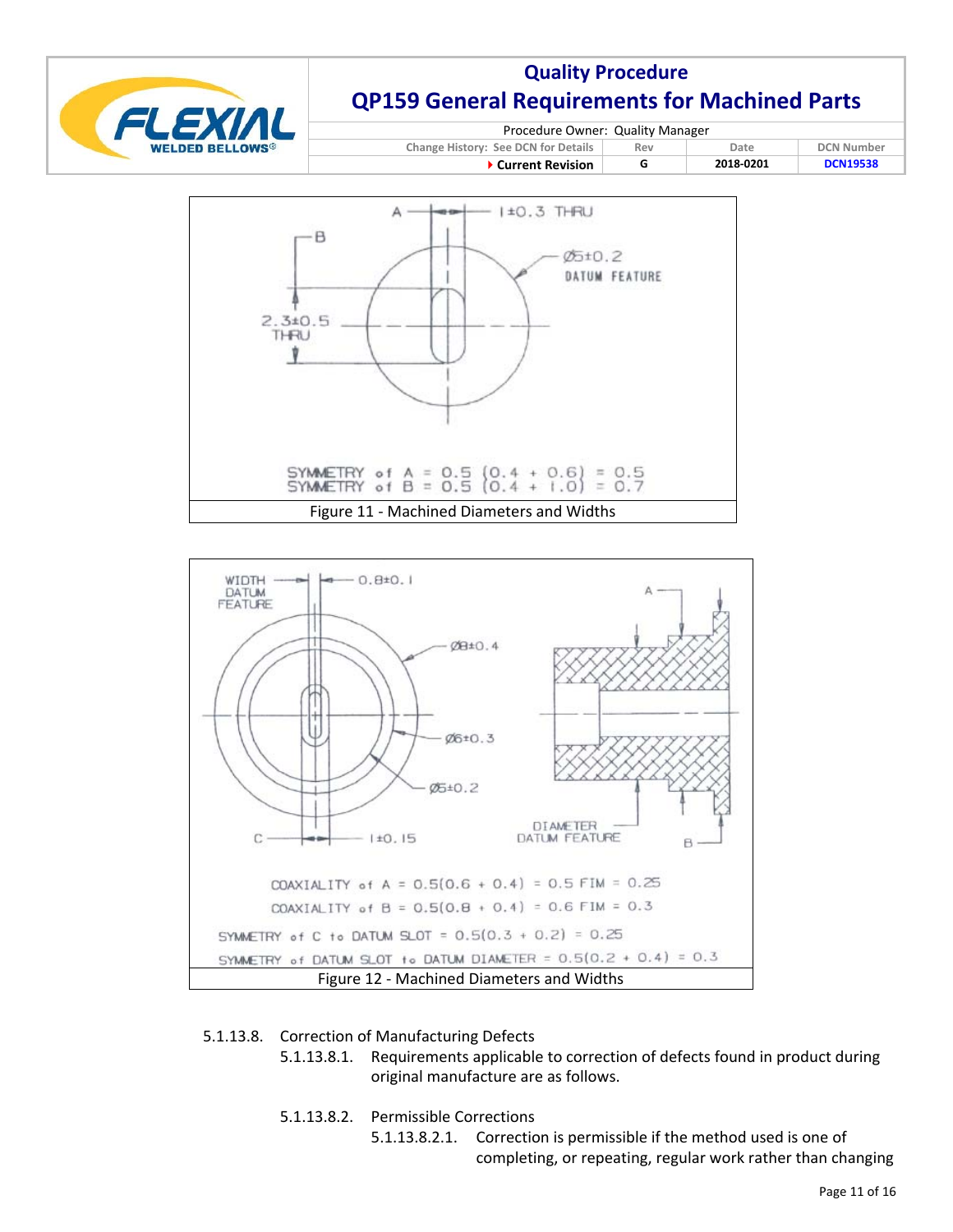Figure 11 - Machined Diameters and Widths

Figure 12 - Machined Diameters and Widths

5.1.13.8. Correction of Manufacturing Defects

5.1.13.8.1. Requirements applicable to correction of defects found in product during original manufacture are as follows.

5.1.13.8.2. Permissible Corrections

5.1.13.8.2.1. Correction is permissible if the method used is one of completing, or repeating, regular work rather than changing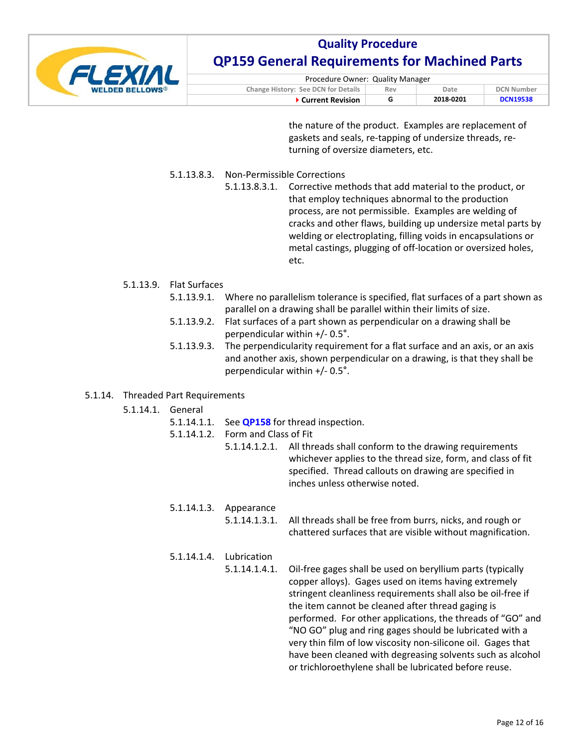the nature of the product. Examples are replacement of gaskets and seals, re-tapping of undersize threads, re-turning of oversize diameters, etc.

5.1.13.8.3. Non-Permissible Corrections

5.1.13.8.3.1. Corrective methods that add material to the product, or that employ techniques abnormal to the production process, are not permissible. Examples are welding of cracks and other flaws, building up undersize metal parts by welding or electroplating, filling voids in encapsulations or metal castings, plugging of off-location or oversized holes, etc.

5.1.13.9. Flat Surfaces

5.1.13.9.1. Where no parallelism tolerance is specified, flat surfaces of a part shown as parallel on a drawing shall be parallel within their limits of size.

5.1.13.9.2. Flat surfaces of a part shown as perpendicular on a drawing shall be perpendicular within +/- 0.5°.

5.1.13.9.3. The perpendicularity requirement for a flat surface and an axis, or an axis and another axis, shown perpendicular on a drawing, is that they shall be perpendicular within +/- 0.5°.

5.1.14. Threaded Part Requirements

5.1.14.1. General

5.1.14.1.1. See **QP158** for thread inspection.

5.1.14.1.2. Form and Class of Fit

5.1.14.1.2.1. All threads shall conform to the drawing requirements whichever applies to the thread size, form, and class of fit specified. Thread callouts on drawing are specified in inches unless otherwise noted.

5.1.14.1.3. Appearance

5.1.14.1.3.1. All threads shall be free from burrs, nicks, and rough or chattered surfaces that are visible without magnification.

5.1.14.1.4. Lubrication

5.1.14.1.4.1. Oil-free gages shall be used on beryllium parts (typically copper alloys). Gages used on items having extremely stringent cleanliness requirements shall also be oil-free if the item cannot be cleaned after thread gaging is performed. For other applications, the threads of "GO" and "NO GO" plug and ring gages should be lubricated with a very thin film of low viscosity non-silicone oil. Gages that have been cleaned with degreasing solvents such as alcohol or trichloroethylene shall be lubricated before reuse.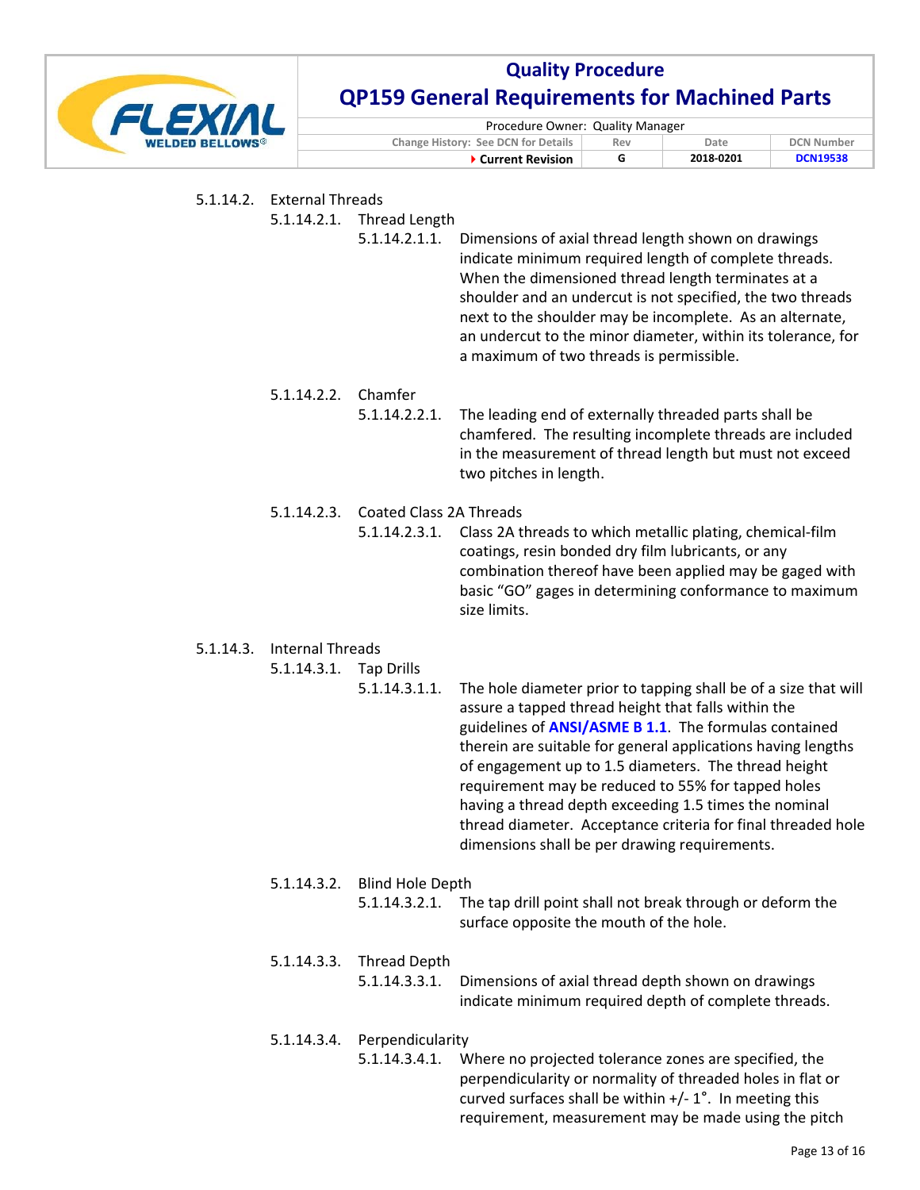5.1.14.2. External Threads

5.1.14.2.1. Thread Length

5.1.14.2.1.1. Dimensions of axial thread length shown on drawings indicate minimum required length of complete threads. When the dimensioned thread length terminates at a shoulder and an undercut is not specified, the two threads next to the shoulder may be incomplete. As an alternate, an undercut to the minor diameter, within its tolerance, for a maximum of two threads is permissible.

5.1.14.2.2. Chamfer

5.1.14.2.2.1. The leading end of externally threaded parts shall be chamfered. The resulting incomplete threads are included in the measurement of thread length but must not exceed two pitches in length.

5.1.14.2.3. Coated Class 2A Threads

5.1.14.2.3.1. Class 2A threads to which metallic plating, chemical-film coatings, resin bonded dry film lubricants, or any combination thereof have been applied may be gaged with basic "GO" gages in determining conformance to maximum size limits.

5.1.14.3. Internal Threads

5.1.14.3.1. Tap Drills

5.1.14.3.1.1. The hole diameter prior to tapping shall be of a size that will assure a tapped thread height that falls within the guidelines of **ANSI/ASME B 1.1**. The formulas contained therein are suitable for general applications having lengths of engagement up to 1.5 diameters. The thread height requirement may be reduced to 55% for tapped holes having a thread depth exceeding 1.5 times the nominal thread diameter. Acceptance criteria for final threaded hole dimensions shall be per drawing requirements.

5.1.14.3.2. Blind Hole Depth

5.1.14.3.2.1. The tap drill point shall not break through or deform the surface opposite the mouth of the hole.

5.1.14.3.3. Thread Depth

5.1.14.3.3.1. Dimensions of axial thread depth shown on drawings indicate minimum required depth of complete threads.

5.1.14.3.4. Perpendicularity

5.1.14.3.4.1. Where no projected tolerance zones are specified, the perpendicularity or normality of threaded holes in flat or curved surfaces shall be within +/- 1°. In meeting this requirement, measurement may be made using the pitch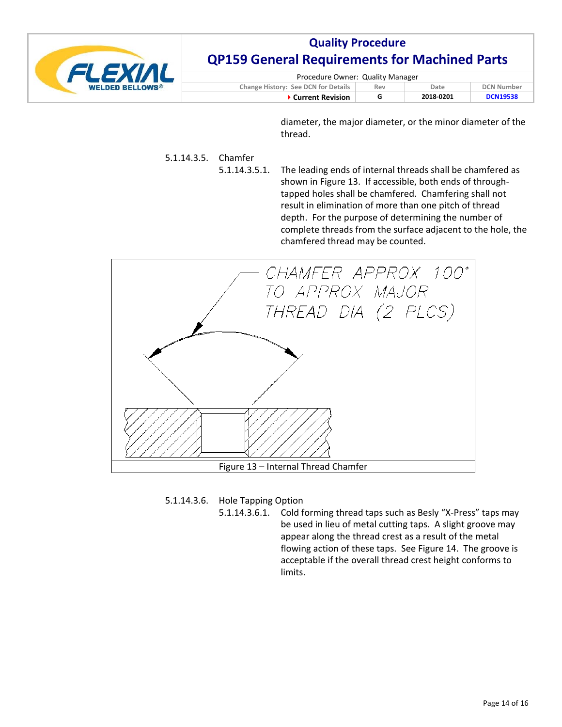diameter, the major diameter, or the minor diameter of the thread.

5.1.14.3.5. Chamfer

5.1.14.3.5.1. The leading ends of internal threads shall be chamfered as shown in Figure 13. If accessible, both ends of through-tapped holes shall be chamfered. Chamfering shall not result in elimination of more than one pitch of thread depth. For the purpose of determining the number of complete threads from the surface adjacent to the hole, the chamfered thread may be counted.

CHAMFER APPROX 100° TO APPROX MAJOR THREAD DIA (2 PLCS)

Figure 13 – Internal Thread Chamfer

5.1.14.3.6. Hole Tapping Option

5.1.14.3.6.1. Cold forming thread taps such as Besly "X-Press" taps may be used in lieu of metal cutting taps. A slight groove may appear along the thread crest as a result of the metal flowing action of these taps. See Figure 14. The groove is acceptable if the overall thread crest height conforms to limits.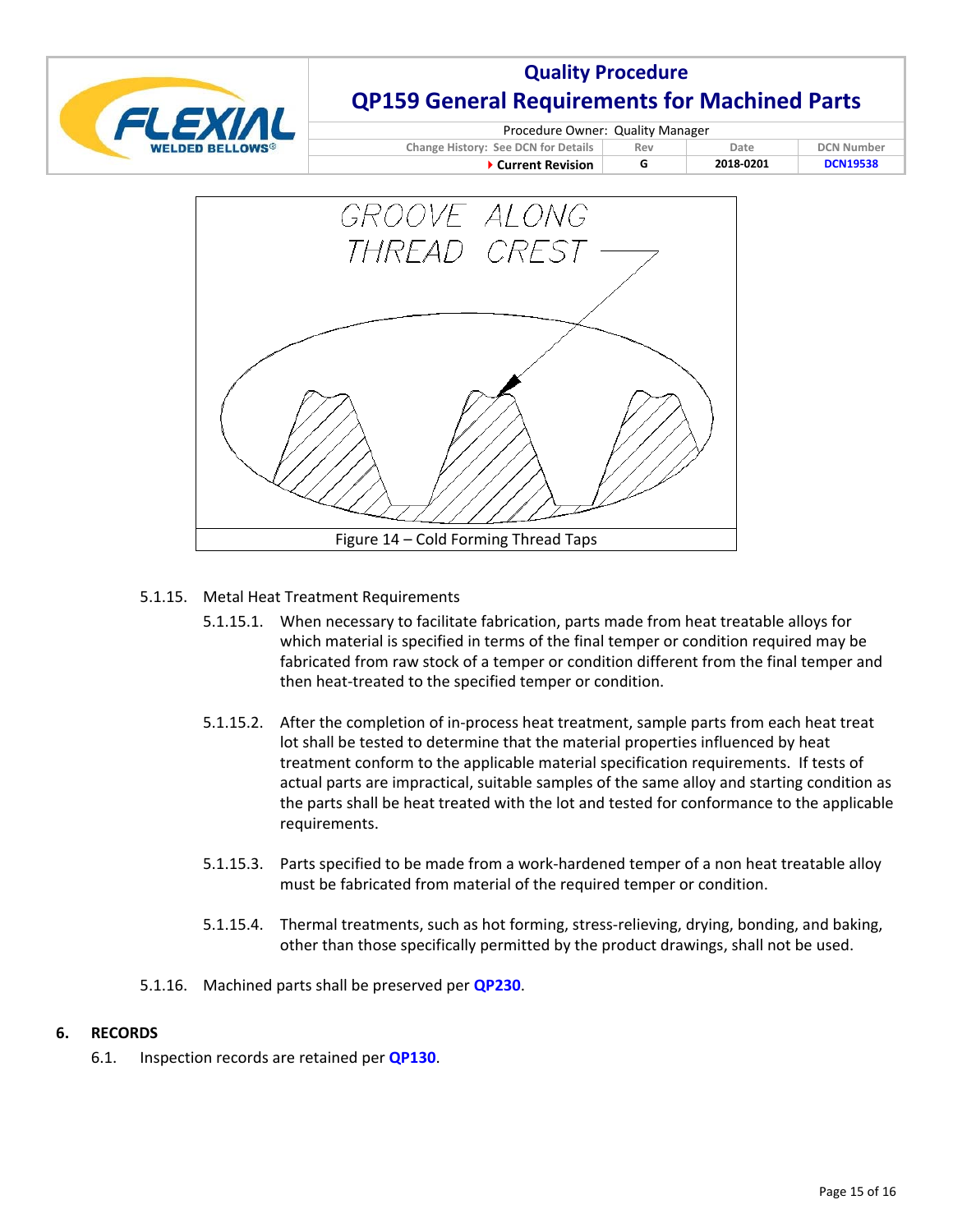GROOVE ALONG THREAD CREST

Figure 14 – Cold Forming Thread Taps

5.1.15. Metal Heat Treatment Requirements

5.1.15.1. When necessary to facilitate fabrication, parts made from heat treatable alloys for which material is specified in terms of the final temper or condition required may be fabricated from raw stock of a temper or condition different from the final temper and then heat-treated to the specified temper or condition.

5.1.15.2. After the completion of in-process heat treatment, sample parts from each heat treat lot shall be tested to determine that the material properties influenced by heat treatment conform to the applicable material specification requirements. If tests of actual parts are impractical, suitable samples of the same alloy and starting condition as the parts shall be heat treated with the lot and tested for conformance to the applicable requirements.

5.1.15.3. Parts specified to be made from a work-hardened temper of a non heat treatable alloy must be fabricated from material of the required temper or condition.

5.1.15.4. Thermal treatments, such as hot forming, stress-relieving, drying, bonding, and baking, other than those specifically permitted by the product drawings, shall not be used.

5.1.16. Machined parts shall be preserved per **QP230**.

## 6. RECORDS

6.1. Inspection records are retained per **QP130**.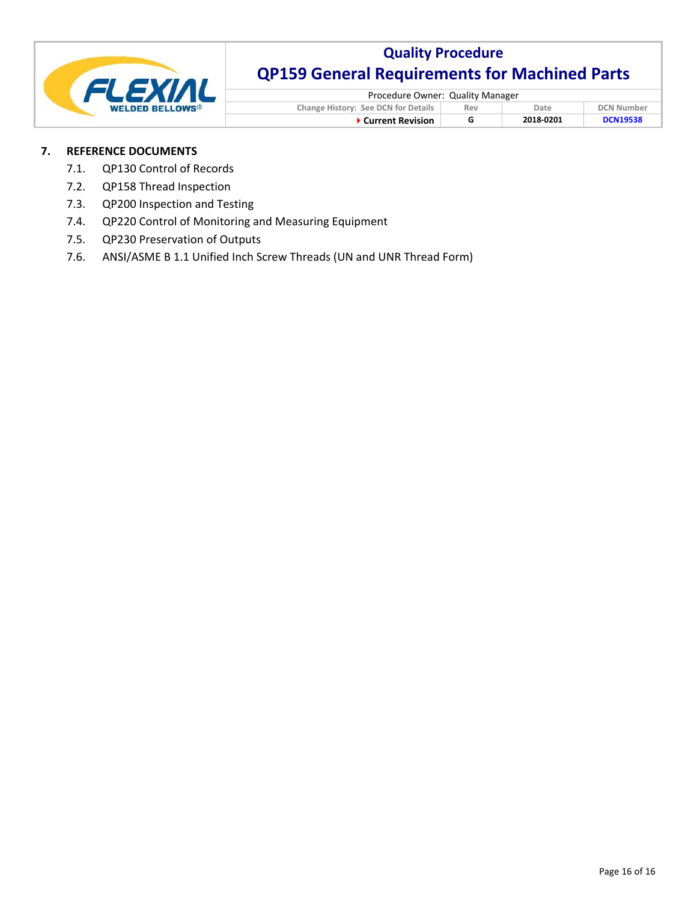## 7. REFERENCE DOCUMENTS

7.1. QP130 Control of Records

7.2. QP158 Thread Inspection

7.3. QP200 Inspection and Testing

7.4. QP220 Control of Monitoring and Measuring Equipment

7.5. QP230 Preservation of Outputs

7.6. ANSI/ASME B 1.1 Unified Inch Screw Threads (UN and UNR Thread Form)